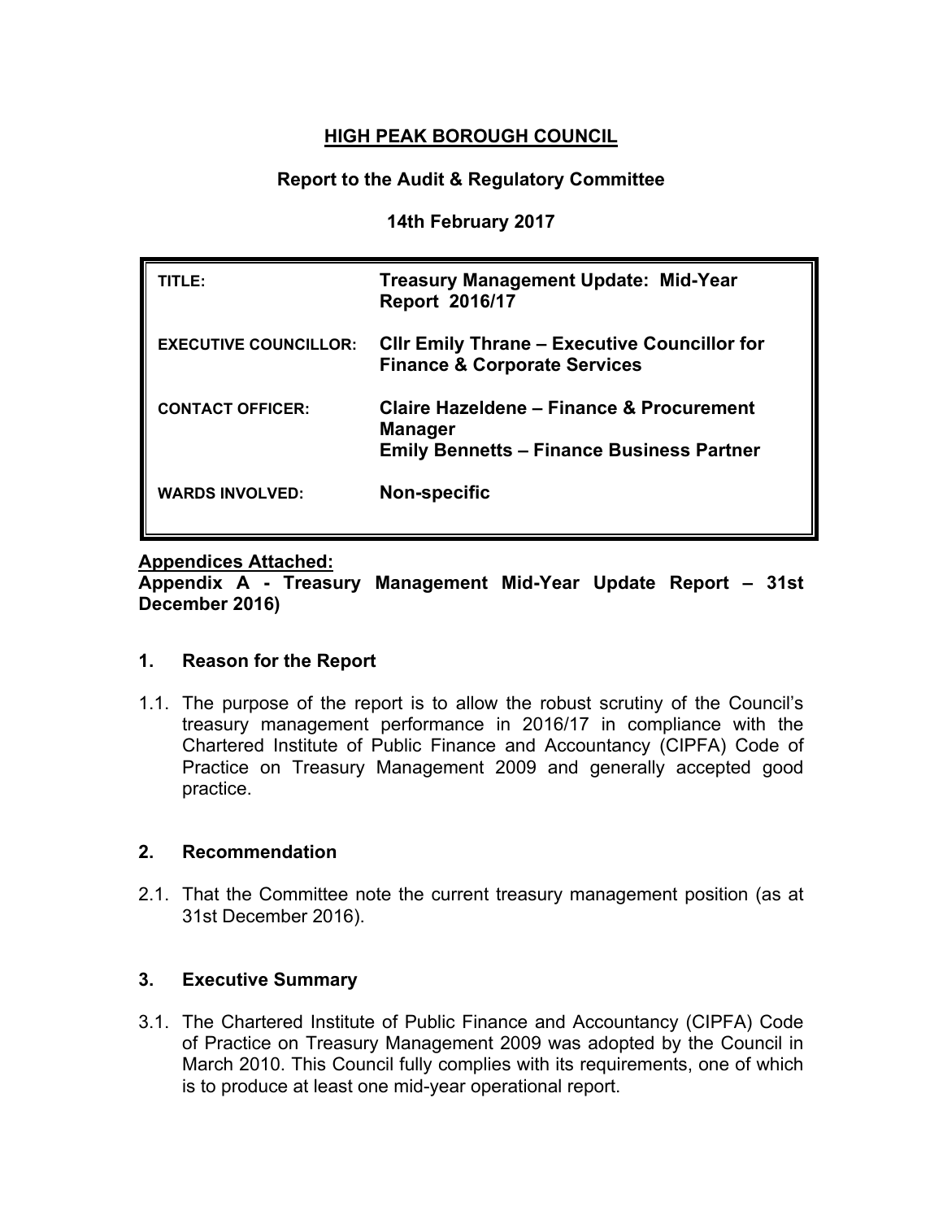**HIGH PEAK BOROUGH COUNCIL**

**Report to the Audit & Regulatory Committee**

**14th February 2017**

| | |
|---|---|
| **TITLE:** | **Treasury Management Update: Mid-Year Report 2016/17** |
| **EXECUTIVE COUNCILLOR:** | **Cllr Emily Thrane – Executive Councillor for Finance & Corporate Services** |
| **CONTACT OFFICER:** | **Claire Hazeldene – Finance & Procurement Manager**<br>**Emily Bennetts – Finance Business Partner** |
| **WARDS INVOLVED:** | **Non-specific** |

**Appendices Attached:**

**Appendix A - Treasury Management Mid-Year Update Report – 31st December 2016)**

## 1. Reason for the Report

1.1. The purpose of the report is to allow the robust scrutiny of the Council's treasury management performance in 2016/17 in compliance with the Chartered Institute of Public Finance and Accountancy (CIPFA) Code of Practice on Treasury Management 2009 and generally accepted good practice.

## 2. Recommendation

2.1. That the Committee note the current treasury management position (as at 31st December 2016).

## 3. Executive Summary

3.1. The Chartered Institute of Public Finance and Accountancy (CIPFA) Code of Practice on Treasury Management 2009 was adopted by the Council in March 2010. This Council fully complies with its requirements, one of which is to produce at least one mid-year operational report.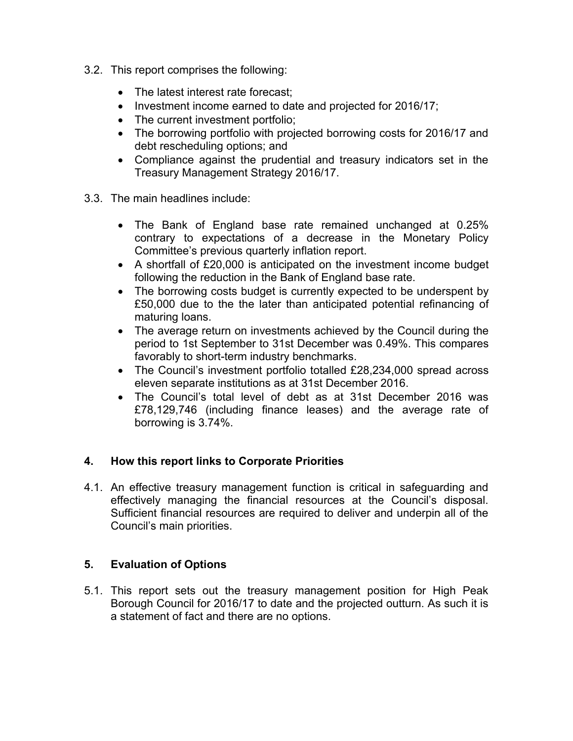3.2. This report comprises the following:

- The latest interest rate forecast;
- Investment income earned to date and projected for 2016/17;
- The current investment portfolio;
- The borrowing portfolio with projected borrowing costs for 2016/17 and debt rescheduling options; and
- Compliance against the prudential and treasury indicators set in the Treasury Management Strategy 2016/17.

3.3. The main headlines include:

- The Bank of England base rate remained unchanged at 0.25% contrary to expectations of a decrease in the Monetary Policy Committee's previous quarterly inflation report.
- A shortfall of £20,000 is anticipated on the investment income budget following the reduction in the Bank of England base rate.
- The borrowing costs budget is currently expected to be underspent by £50,000 due to the the later than anticipated potential refinancing of maturing loans.
- The average return on investments achieved by the Council during the period to 1st September to 31st December was 0.49%. This compares favorably to short-term industry benchmarks.
- The Council's investment portfolio totalled £28,234,000 spread across eleven separate institutions as at 31st December 2016.
- The Council's total level of debt as at 31st December 2016 was £78,129,746 (including finance leases) and the average rate of borrowing is 3.74%.

## 4. How this report links to Corporate Priorities

4.1. An effective treasury management function is critical in safeguarding and effectively managing the financial resources at the Council's disposal. Sufficient financial resources are required to deliver and underpin all of the Council's main priorities.

## 5. Evaluation of Options

5.1. This report sets out the treasury management position for High Peak Borough Council for 2016/17 to date and the projected outturn. As such it is a statement of fact and there are no options.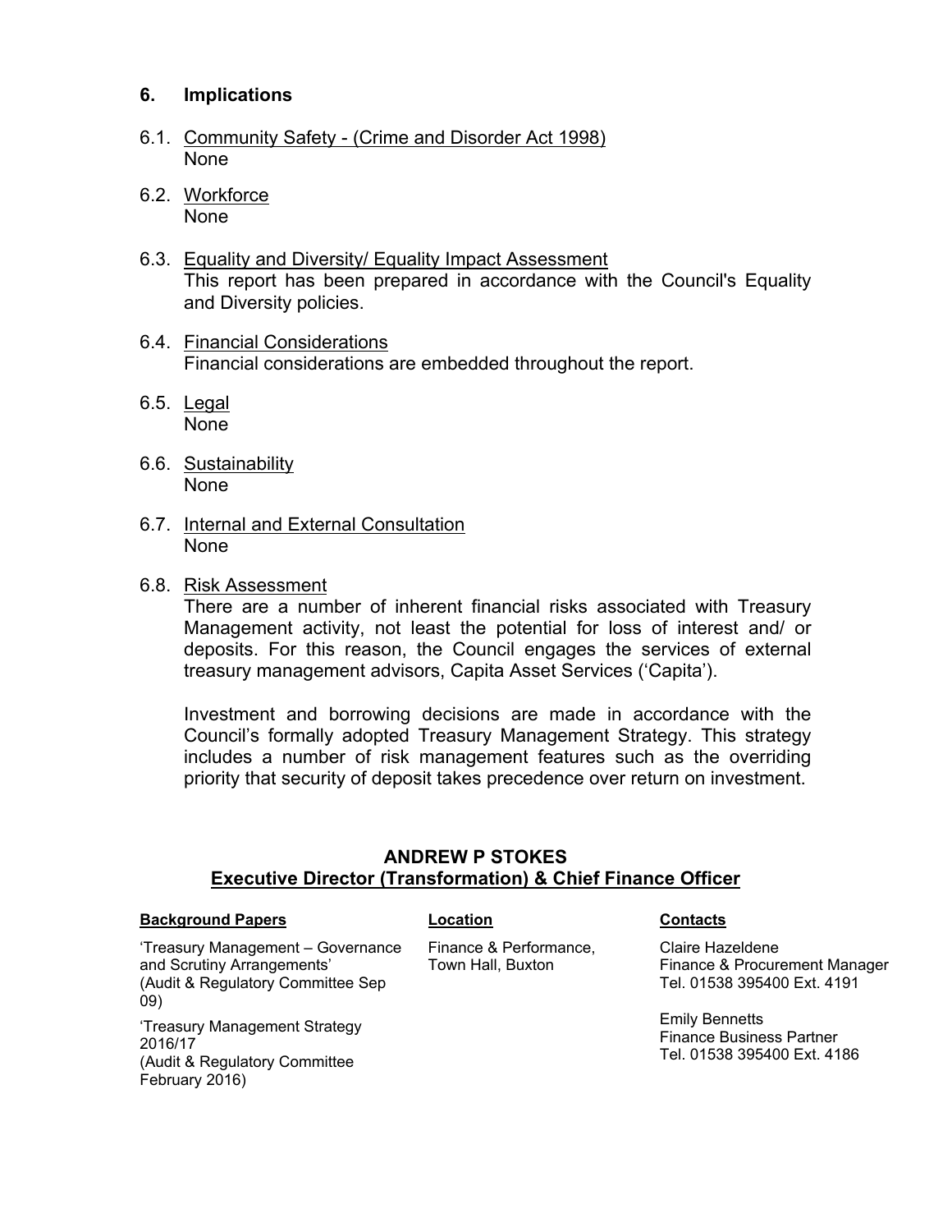## 6. Implications

6.1. Community Safety - (Crime and Disorder Act 1998)
None

6.2. Workforce
None

6.3. Equality and Diversity/ Equality Impact Assessment
This report has been prepared in accordance with the Council's Equality and Diversity policies.

6.4. Financial Considerations
Financial considerations are embedded throughout the report.

6.5. Legal
None

6.6. Sustainability
None

6.7. Internal and External Consultation
None

6.8. Risk Assessment
There are a number of inherent financial risks associated with Treasury Management activity, not least the potential for loss of interest and/ or deposits. For this reason, the Council engages the services of external treasury management advisors, Capita Asset Services ('Capita').

Investment and borrowing decisions are made in accordance with the Council's formally adopted Treasury Management Strategy. This strategy includes a number of risk management features such as the overriding priority that security of deposit takes precedence over return on investment.

**ANDREW P STOKES**
**Executive Director (Transformation) & Chief Finance Officer**

| Background Papers | Location | Contacts |
|---|---|---|
| 'Treasury Management – Governance and Scrutiny Arrangements' (Audit & Regulatory Committee Sep 09) | Finance & Performance, Town Hall, Buxton | Claire Hazeldene<br>Finance & Procurement Manager<br>Tel. 01538 395400 Ext. 4191 |
| 'Treasury Management Strategy 2016/17 (Audit & Regulatory Committee February 2016) | | Emily Bennetts<br>Finance Business Partner<br>Tel. 01538 395400 Ext. 4186 |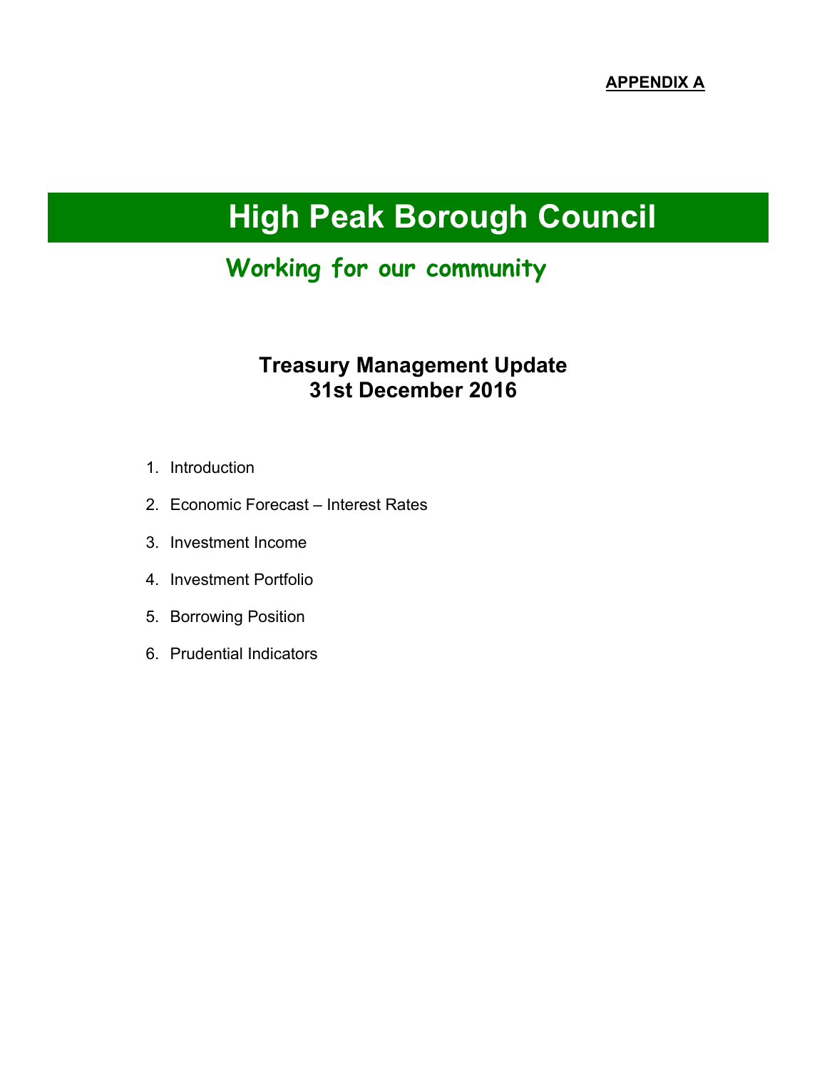**APPENDIX A**

# High Peak Borough Council

## Working for our community

### Treasury Management Update
### 31st December 2016

1. Introduction
2. Economic Forecast – Interest Rates
3. Investment Income
4. Investment Portfolio
5. Borrowing Position
6. Prudential Indicators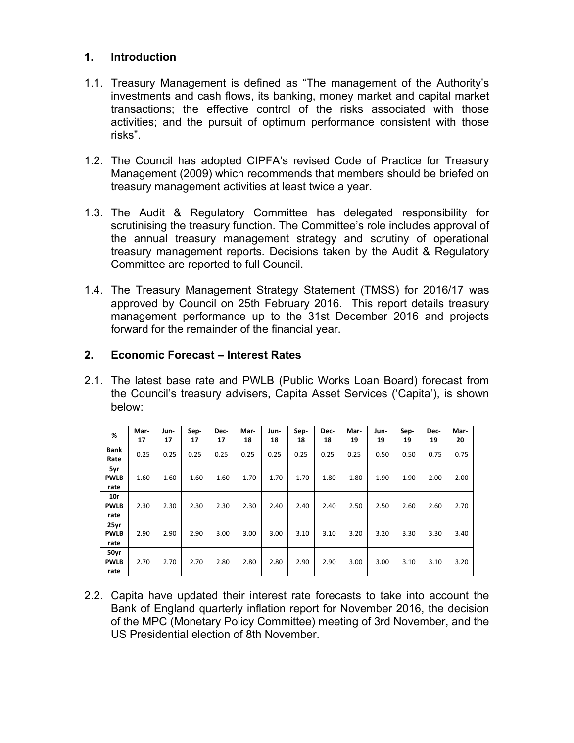## 1. Introduction

1.1. Treasury Management is defined as "The management of the Authority's investments and cash flows, its banking, money market and capital market transactions; the effective control of the risks associated with those activities; and the pursuit of optimum performance consistent with those risks".

1.2. The Council has adopted CIPFA's revised Code of Practice for Treasury Management (2009) which recommends that members should be briefed on treasury management activities at least twice a year.

1.3. The Audit & Regulatory Committee has delegated responsibility for scrutinising the treasury function. The Committee's role includes approval of the annual treasury management strategy and scrutiny of operational treasury management reports. Decisions taken by the Audit & Regulatory Committee are reported to full Council.

1.4. The Treasury Management Strategy Statement (TMSS) for 2016/17 was approved by Council on 25th February 2016. This report details treasury management performance up to the 31st December 2016 and projects forward for the remainder of the financial year.

## 2. Economic Forecast – Interest Rates

2.1. The latest base rate and PWLB (Public Works Loan Board) forecast from the Council's treasury advisers, Capita Asset Services ('Capita'), is shown below:

| % | Mar-17 | Jun-17 | Sep-17 | Dec-17 | Mar-18 | Jun-18 | Sep-18 | Dec-18 | Mar-19 | Jun-19 | Sep-19 | Dec-19 | Mar-20 |
|---|---|---|---|---|---|---|---|---|---|---|---|---|---|
| Bank Rate | 0.25 | 0.25 | 0.25 | 0.25 | 0.25 | 0.25 | 0.25 | 0.25 | 0.25 | 0.50 | 0.50 | 0.75 | 0.75 |
| 5yr PWLB rate | 1.60 | 1.60 | 1.60 | 1.60 | 1.70 | 1.70 | 1.70 | 1.80 | 1.80 | 1.90 | 1.90 | 2.00 | 2.00 |
| 10r PWLB rate | 2.30 | 2.30 | 2.30 | 2.30 | 2.30 | 2.40 | 2.40 | 2.40 | 2.50 | 2.50 | 2.60 | 2.60 | 2.70 |
| 25yr PWLB rate | 2.90 | 2.90 | 2.90 | 3.00 | 3.00 | 3.00 | 3.10 | 3.10 | 3.20 | 3.20 | 3.30 | 3.30 | 3.40 |
| 50yr PWLB rate | 2.70 | 2.70 | 2.70 | 2.80 | 2.80 | 2.80 | 2.90 | 2.90 | 3.00 | 3.00 | 3.10 | 3.10 | 3.20 |

2.2. Capita have updated their interest rate forecasts to take into account the Bank of England quarterly inflation report for November 2016, the decision of the MPC (Monetary Policy Committee) meeting of 3rd November, and the US Presidential election of 8th November.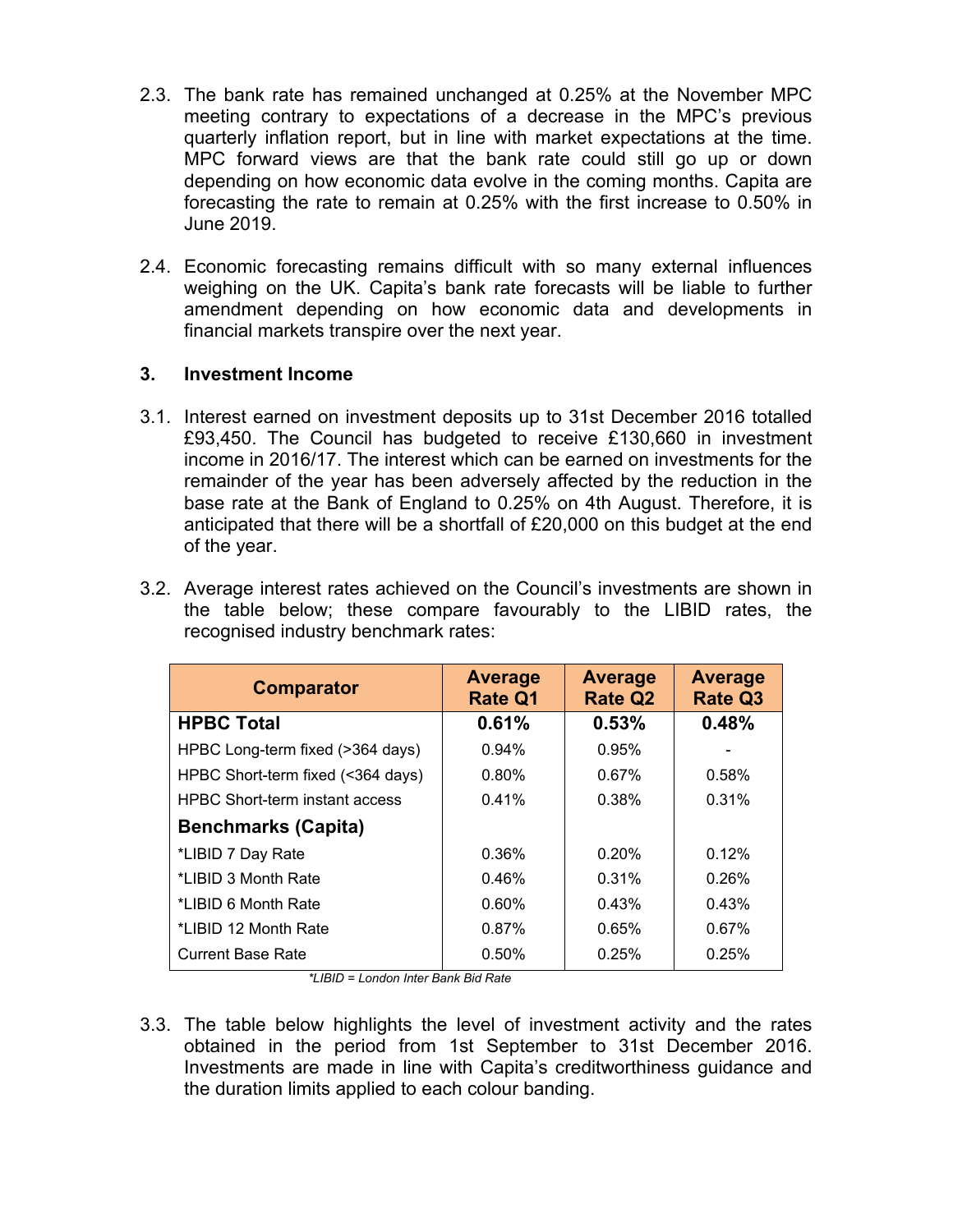2.3. The bank rate has remained unchanged at 0.25% at the November MPC meeting contrary to expectations of a decrease in the MPC's previous quarterly inflation report, but in line with market expectations at the time. MPC forward views are that the bank rate could still go up or down depending on how economic data evolve in the coming months. Capita are forecasting the rate to remain at 0.25% with the first increase to 0.50% in June 2019.

2.4. Economic forecasting remains difficult with so many external influences weighing on the UK. Capita's bank rate forecasts will be liable to further amendment depending on how economic data and developments in financial markets transpire over the next year.

## 3. Investment Income

3.1. Interest earned on investment deposits up to 31st December 2016 totalled £93,450. The Council has budgeted to receive £130,660 in investment income in 2016/17. The interest which can be earned on investments for the remainder of the year has been adversely affected by the reduction in the base rate at the Bank of England to 0.25% on 4th August. Therefore, it is anticipated that there will be a shortfall of £20,000 on this budget at the end of the year.

3.2. Average interest rates achieved on the Council's investments are shown in the table below; these compare favourably to the LIBID rates, the recognised industry benchmark rates:

| Comparator | Average Rate Q1 | Average Rate Q2 | Average Rate Q3 |
|---|---|---|---|
| **HPBC Total** | **0.61%** | **0.53%** | **0.48%** |
| HPBC Long-term fixed (>364 days) | 0.94% | 0.95% | - |
| HPBC Short-term fixed (<364 days) | 0.80% | 0.67% | 0.58% |
| HPBC Short-term instant access | 0.41% | 0.38% | 0.31% |
| **Benchmarks (Capita)** | | | |
| *LIBID 7 Day Rate | 0.36% | 0.20% | 0.12% |
| *LIBID 3 Month Rate | 0.46% | 0.31% | 0.26% |
| *LIBID 6 Month Rate | 0.60% | 0.43% | 0.43% |
| *LIBID 12 Month Rate | 0.87% | 0.65% | 0.67% |
| Current Base Rate | 0.50% | 0.25% | 0.25% |

*\*LIBID = London Inter Bank Bid Rate*

3.3. The table below highlights the level of investment activity and the rates obtained in the period from 1st September to 31st December 2016. Investments are made in line with Capita's creditworthiness guidance and the duration limits applied to each colour banding.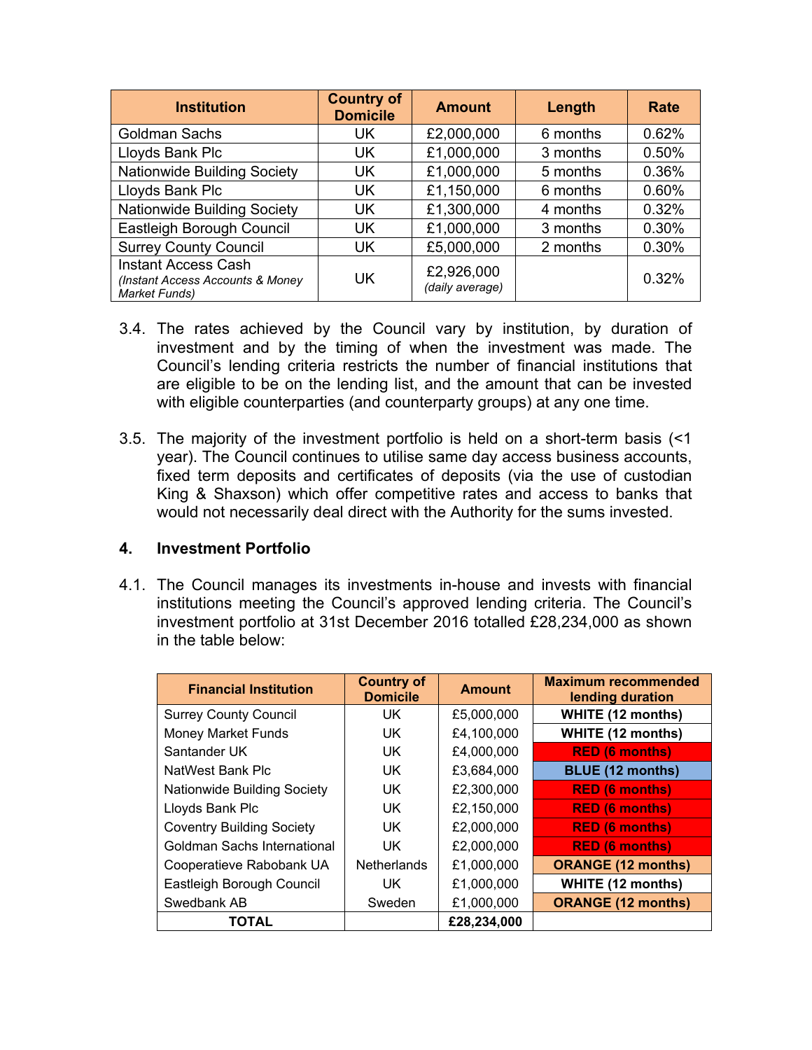| Institution | Country of Domicile | Amount | Length | Rate |
|---|---|---|---|---|
| Goldman Sachs | UK | £2,000,000 | 6 months | 0.62% |
| Lloyds Bank Plc | UK | £1,000,000 | 3 months | 0.50% |
| Nationwide Building Society | UK | £1,000,000 | 5 months | 0.36% |
| Lloyds Bank Plc | UK | £1,150,000 | 6 months | 0.60% |
| Nationwide Building Society | UK | £1,300,000 | 4 months | 0.32% |
| Eastleigh Borough Council | UK | £1,000,000 | 3 months | 0.30% |
| Surrey County Council | UK | £5,000,000 | 2 months | 0.30% |
| Instant Access Cash *(Instant Access Accounts & Money Market Funds)* | UK | £2,926,000 *(daily average)* | | 0.32% |

3.4. The rates achieved by the Council vary by institution, by duration of investment and by the timing of when the investment was made. The Council's lending criteria restricts the number of financial institutions that are eligible to be on the lending list, and the amount that can be invested with eligible counterparties (and counterparty groups) at any one time.

3.5. The majority of the investment portfolio is held on a short-term basis (<1 year). The Council continues to utilise same day access business accounts, fixed term deposits and certificates of deposits (via the use of custodian King & Shaxson) which offer competitive rates and access to banks that would not necessarily deal direct with the Authority for the sums invested.

## 4. Investment Portfolio

4.1. The Council manages its investments in-house and invests with financial institutions meeting the Council's approved lending criteria. The Council's investment portfolio at 31st December 2016 totalled £28,234,000 as shown in the table below:

| Financial Institution | Country of Domicile | Amount | Maximum recommended lending duration |
|---|---|---|---|
| Surrey County Council | UK | £5,000,000 | **WHITE (12 months)** |
| Money Market Funds | UK | £4,100,000 | **WHITE (12 months)** |
| Santander UK | UK | £4,000,000 | **RED (6 months)** |
| NatWest Bank Plc | UK | £3,684,000 | **BLUE (12 months)** |
| Nationwide Building Society | UK | £2,300,000 | **RED (6 months)** |
| Lloyds Bank Plc | UK | £2,150,000 | **RED (6 months)** |
| Coventry Building Society | UK | £2,000,000 | **RED (6 months)** |
| Goldman Sachs International | UK | £2,000,000 | **RED (6 months)** |
| Cooperatieve Rabobank UA | Netherlands | £1,000,000 | **ORANGE (12 months)** |
| Eastleigh Borough Council | UK | £1,000,000 | **WHITE (12 months)** |
| Swedbank AB | Sweden | £1,000,000 | **ORANGE (12 months)** |
| **TOTAL** | | **£28,234,000** | |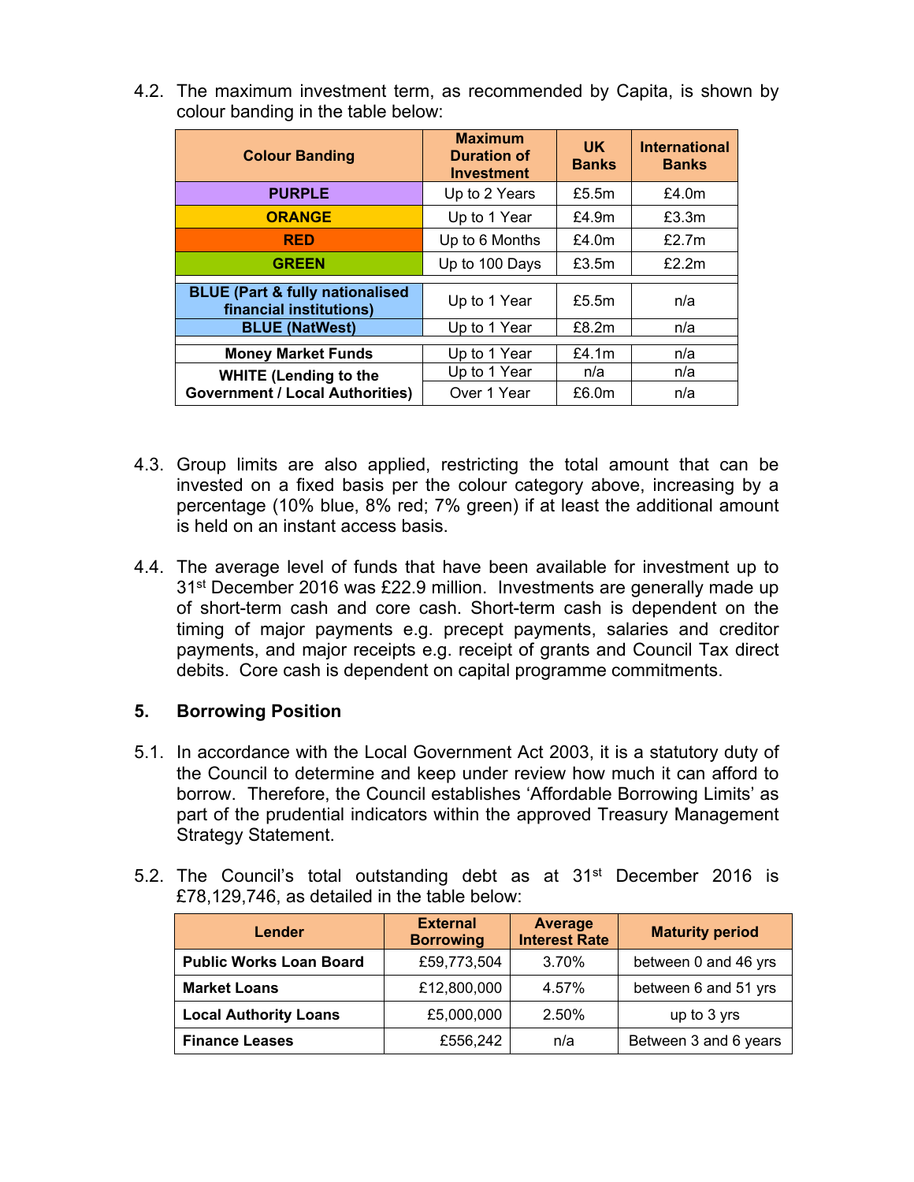4.2. The maximum investment term, as recommended by Capita, is shown by colour banding in the table below:

| Colour Banding | Maximum Duration of Investment | UK Banks | International Banks |
|---|---|---|---|
| **PURPLE** | Up to 2 Years | £5.5m | £4.0m |
| **ORANGE** | Up to 1 Year | £4.9m | £3.3m |
| **RED** | Up to 6 Months | £4.0m | £2.7m |
| **GREEN** | Up to 100 Days | £3.5m | £2.2m |
| | | | |
| **BLUE (Part & fully nationalised financial institutions)** | Up to 1 Year | £5.5m | n/a |
| **BLUE (NatWest)** | Up to 1 Year | £8.2m | n/a |
| | | | |
| **Money Market Funds** | Up to 1 Year | £4.1m | n/a |
| **WHITE (Lending to the Government / Local Authorities)** | Up to 1 Year | n/a | n/a |
| | Over 1 Year | £6.0m | n/a |

4.3. Group limits are also applied, restricting the total amount that can be invested on a fixed basis per the colour category above, increasing by a percentage (10% blue, 8% red; 7% green) if at least the additional amount is held on an instant access basis.

4.4. The average level of funds that have been available for investment up to 31st December 2016 was £22.9 million. Investments are generally made up of short-term cash and core cash. Short-term cash is dependent on the timing of major payments e.g. precept payments, salaries and creditor payments, and major receipts e.g. receipt of grants and Council Tax direct debits. Core cash is dependent on capital programme commitments.

## 5. Borrowing Position

5.1. In accordance with the Local Government Act 2003, it is a statutory duty of the Council to determine and keep under review how much it can afford to borrow. Therefore, the Council establishes 'Affordable Borrowing Limits' as part of the prudential indicators within the approved Treasury Management Strategy Statement.

5.2. The Council's total outstanding debt as at 31st December 2016 is £78,129,746, as detailed in the table below:

| Lender | External Borrowing | Average Interest Rate | Maturity period |
|---|---|---|---|
| **Public Works Loan Board** | £59,773,504 | 3.70% | between 0 and 46 yrs |
| **Market Loans** | £12,800,000 | 4.57% | between 6 and 51 yrs |
| **Local Authority Loans** | £5,000,000 | 2.50% | up to 3 yrs |
| **Finance Leases** | £556,242 | n/a | Between 3 and 6 years |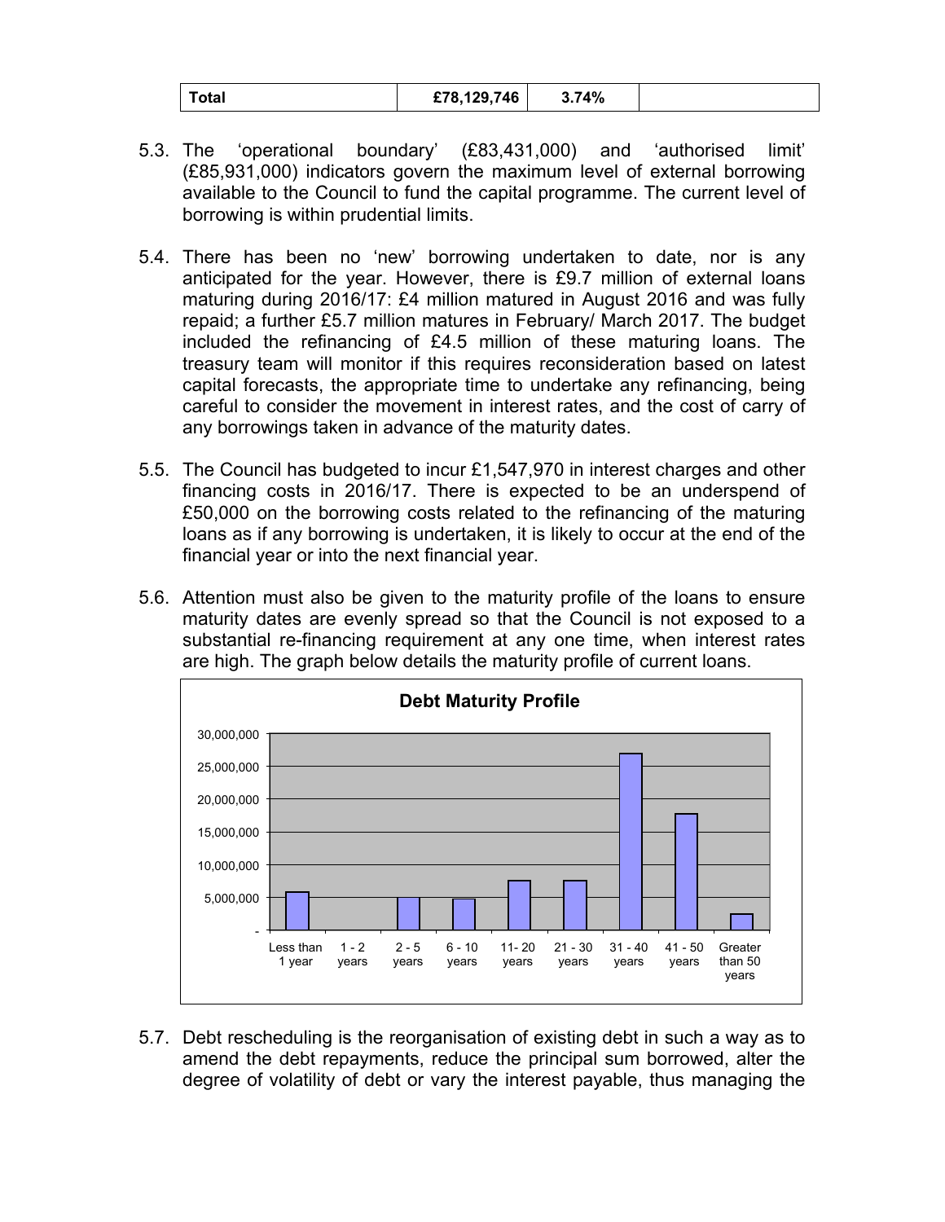| Total | £78,129,746 | 3.74% | |
|---|---|---|---|

5.3. The 'operational boundary' (£83,431,000) and 'authorised limit' (£85,931,000) indicators govern the maximum level of external borrowing available to the Council to fund the capital programme. The current level of borrowing is within prudential limits.

5.4. There has been no 'new' borrowing undertaken to date, nor is any anticipated for the year. However, there is £9.7 million of external loans maturing during 2016/17: £4 million matured in August 2016 and was fully repaid; a further £5.7 million matures in February/ March 2017. The budget included the refinancing of £4.5 million of these maturing loans. The treasury team will monitor if this requires reconsideration based on latest capital forecasts, the appropriate time to undertake any refinancing, being careful to consider the movement in interest rates, and the cost of carry of any borrowings taken in advance of the maturity dates.

5.5. The Council has budgeted to incur £1,547,970 in interest charges and other financing costs in 2016/17. There is expected to be an underspend of £50,000 on the borrowing costs related to the refinancing of the maturing loans as if any borrowing is undertaken, it is likely to occur at the end of the financial year or into the next financial year.

5.6. Attention must also be given to the maturity profile of the loans to ensure maturity dates are evenly spread so that the Council is not exposed to a substantial re-financing requirement at any one time, when interest rates are high. The graph below details the maturity profile of current loans.

**Debt Maturity Profile**

5.7. Debt rescheduling is the reorganisation of existing debt in such a way as to amend the debt repayments, reduce the principal sum borrowed, alter the degree of volatility of debt or vary the interest payable, thus managing the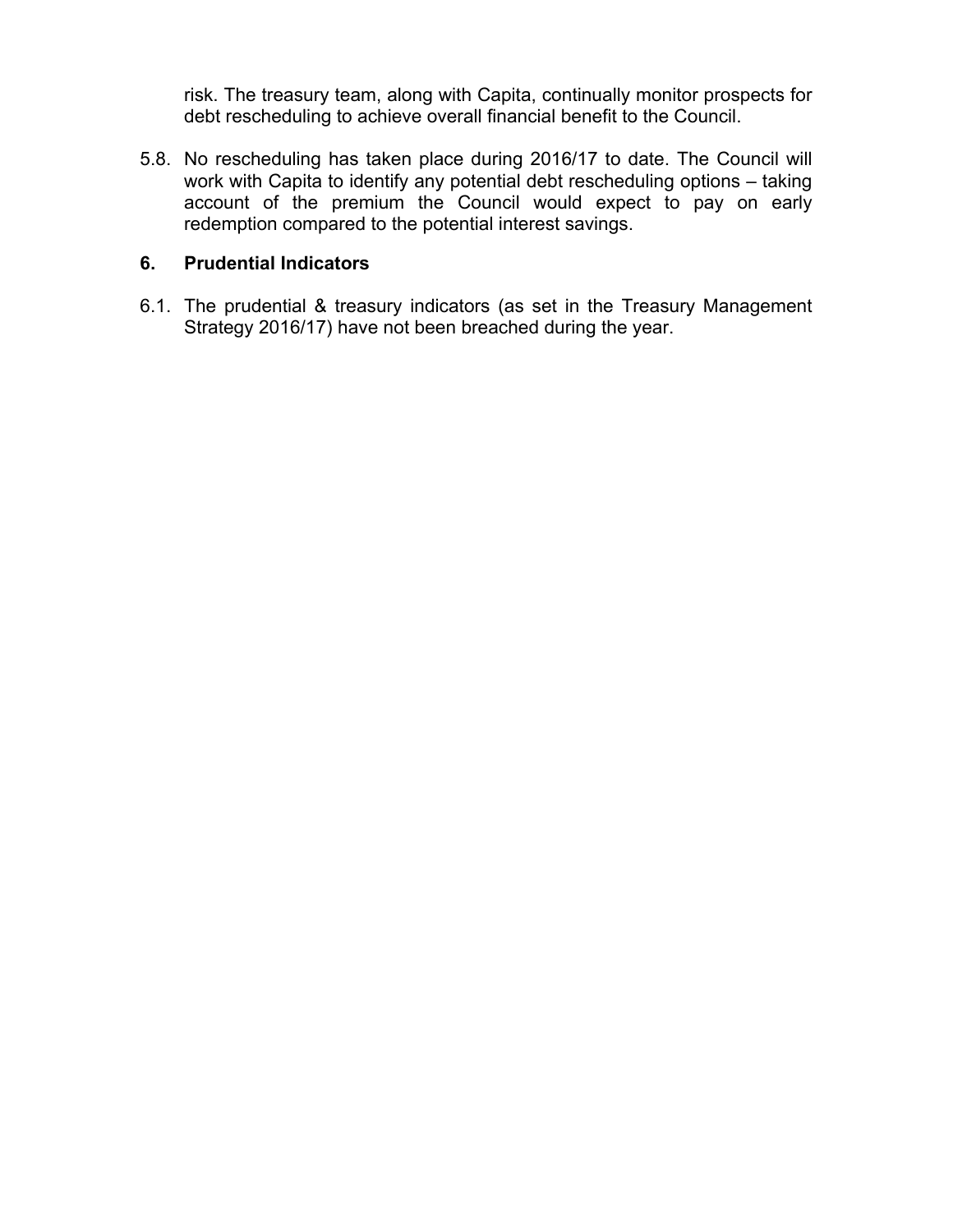risk. The treasury team, along with Capita, continually monitor prospects for debt rescheduling to achieve overall financial benefit to the Council.

5.8. No rescheduling has taken place during 2016/17 to date. The Council will work with Capita to identify any potential debt rescheduling options – taking account of the premium the Council would expect to pay on early redemption compared to the potential interest savings.

## 6. Prudential Indicators

6.1. The prudential & treasury indicators (as set in the Treasury Management Strategy 2016/17) have not been breached during the year.